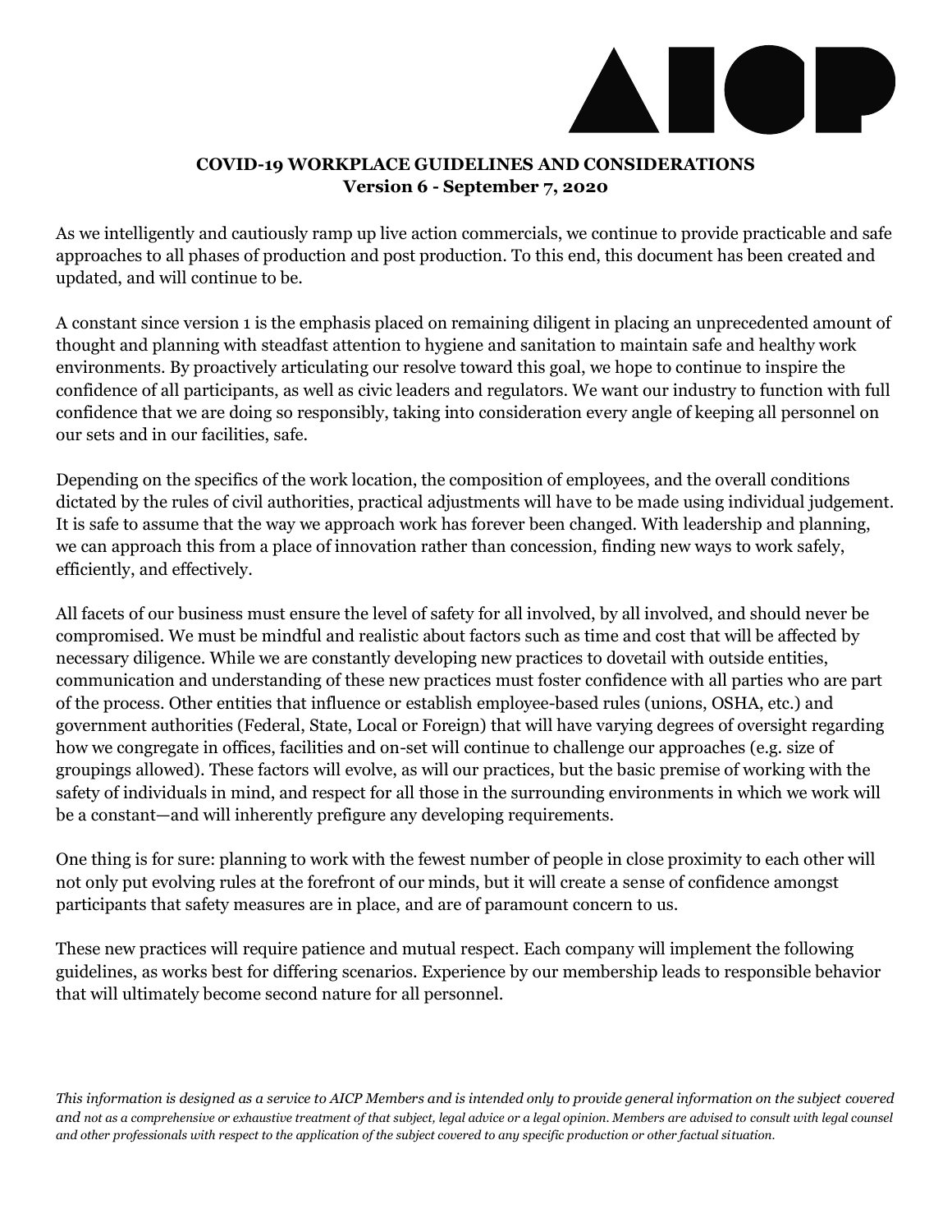# COVID-19 WORKPLACE GUIDELINES AND CONSIDERATIONS
## Version 6 - September 7, 2020

As we intelligently and cautiously ramp up live action commercials, we continue to provide practicable and safe approaches to all phases of production and post production. To this end, this document has been created and updated, and will continue to be.

A constant since version 1 is the emphasis placed on remaining diligent in placing an unprecedented amount of thought and planning with steadfast attention to hygiene and sanitation to maintain safe and healthy work environments. By proactively articulating our resolve toward this goal, we hope to continue to inspire the confidence of all participants, as well as civic leaders and regulators. We want our industry to function with full confidence that we are doing so responsibly, taking into consideration every angle of keeping all personnel on our sets and in our facilities, safe.

Depending on the specifics of the work location, the composition of employees, and the overall conditions dictated by the rules of civil authorities, practical adjustments will have to be made using individual judgement. It is safe to assume that the way we approach work has forever been changed. With leadership and planning, we can approach this from a place of innovation rather than concession, finding new ways to work safely, efficiently, and effectively.

All facets of our business must ensure the level of safety for all involved, by all involved, and should never be compromised. We must be mindful and realistic about factors such as time and cost that will be affected by necessary diligence. While we are constantly developing new practices to dovetail with outside entities, communication and understanding of these new practices must foster confidence with all parties who are part of the process. Other entities that influence or establish employee-based rules (unions, OSHA, etc.) and government authorities (Federal, State, Local or Foreign) that will have varying degrees of oversight regarding how we congregate in offices, facilities and on-set will continue to challenge our approaches (e.g. size of groupings allowed). These factors will evolve, as will our practices, but the basic premise of working with the safety of individuals in mind, and respect for all those in the surrounding environments in which we work will be a constant—and will inherently prefigure any developing requirements.

One thing is for sure: planning to work with the fewest number of people in close proximity to each other will not only put evolving rules at the forefront of our minds, but it will create a sense of confidence amongst participants that safety measures are in place, and are of paramount concern to us.

These new practices will require patience and mutual respect. Each company will implement the following guidelines, as works best for differing scenarios. Experience by our membership leads to responsible behavior that will ultimately become second nature for all personnel.

*This information is designed as a service to AICP Members and is intended only to provide general information on the subject covered and not as a comprehensive or exhaustive treatment of that subject, legal advice or a legal opinion. Members are advised to consult with legal counsel and other professionals with respect to the application of the subject covered to any specific production or other factual situation.*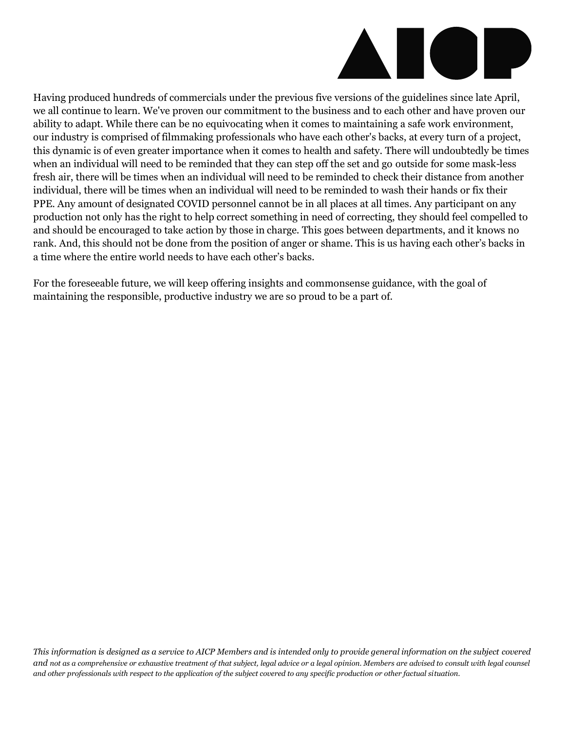Having produced hundreds of commercials under the previous five versions of the guidelines since late April, we all continue to learn. We've proven our commitment to the business and to each other and have proven our ability to adapt. While there can be no equivocating when it comes to maintaining a safe work environment, our industry is comprised of filmmaking professionals who have each other's backs, at every turn of a project, this dynamic is of even greater importance when it comes to health and safety. There will undoubtedly be times when an individual will need to be reminded that they can step off the set and go outside for some mask-less fresh air, there will be times when an individual will need to be reminded to check their distance from another individual, there will be times when an individual will need to be reminded to wash their hands or fix their PPE. Any amount of designated COVID personnel cannot be in all places at all times. Any participant on any production not only has the right to help correct something in need of correcting, they should feel compelled to and should be encouraged to take action by those in charge. This goes between departments, and it knows no rank. And, this should not be done from the position of anger or shame. This is us having each other's backs in a time where the entire world needs to have each other's backs.

For the foreseeable future, we will keep offering insights and commonsense guidance, with the goal of maintaining the responsible, productive industry we are so proud to be a part of.

*This information is designed as a service to AICP Members and is intended only to provide general information on the subject covered and not as a comprehensive or exhaustive treatment of that subject, legal advice or a legal opinion. Members are advised to consult with legal counsel and other professionals with respect to the application of the subject covered to any specific production or other factual situation.*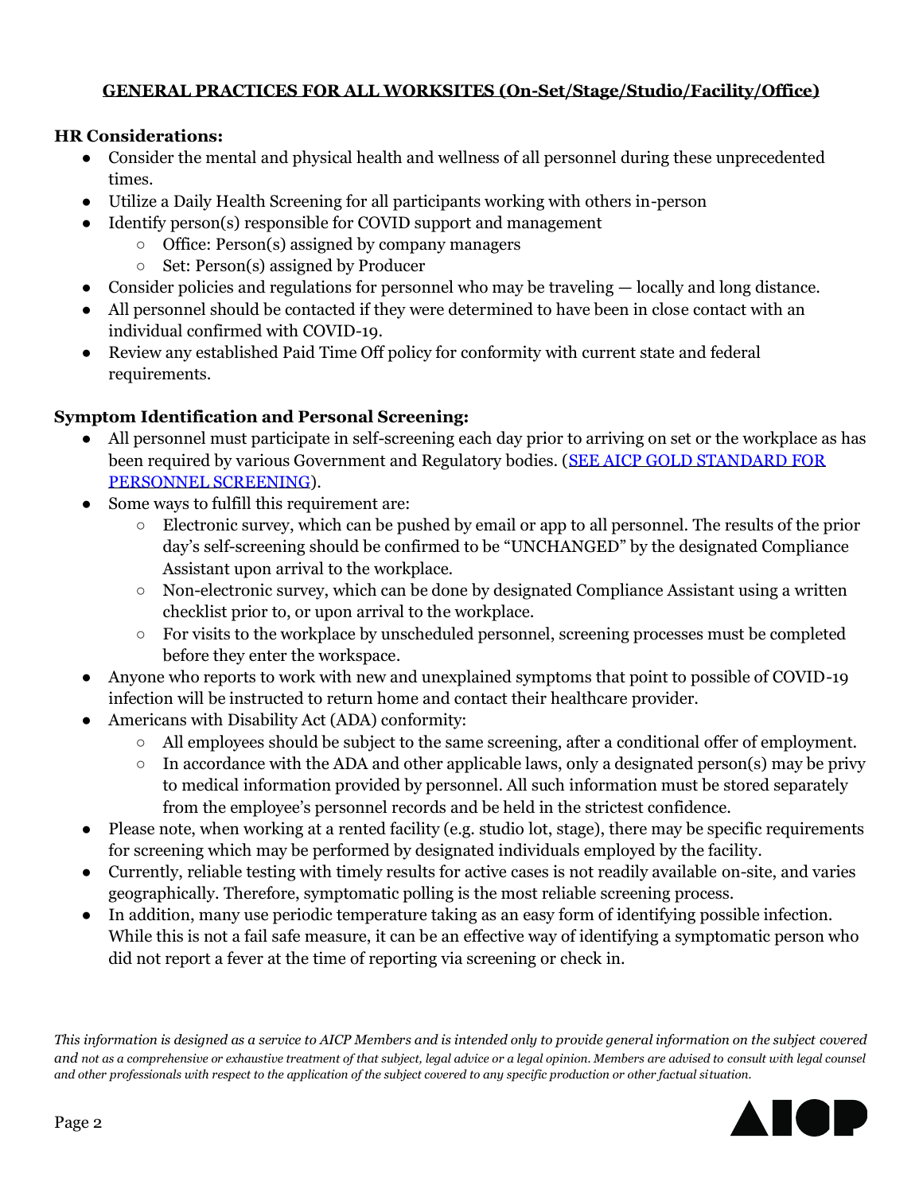## GENERAL PRACTICES FOR ALL WORKSITES (On-Set/Stage/Studio/Facility/Office)

**HR Considerations:**

- Consider the mental and physical health and wellness of all personnel during these unprecedented times.
- Utilize a Daily Health Screening for all participants working with others in-person
- Identify person(s) responsible for COVID support and management
  - Office: Person(s) assigned by company managers
  - Set: Person(s) assigned by Producer
- Consider policies and regulations for personnel who may be traveling — locally and long distance.
- All personnel should be contacted if they were determined to have been in close contact with an individual confirmed with COVID-19.
- Review any established Paid Time Off policy for conformity with current state and federal requirements.

**Symptom Identification and Personal Screening:**

- All personnel must participate in self-screening each day prior to arriving on set or the workplace as has been required by various Government and Regulatory bodies. (SEE AICP GOLD STANDARD FOR PERSONNEL SCREENING).
- Some ways to fulfill this requirement are:
  - Electronic survey, which can be pushed by email or app to all personnel. The results of the prior day's self-screening should be confirmed to be "UNCHANGED" by the designated Compliance Assistant upon arrival to the workplace.
  - Non-electronic survey, which can be done by designated Compliance Assistant using a written checklist prior to, or upon arrival to the workplace.
  - For visits to the workplace by unscheduled personnel, screening processes must be completed before they enter the workspace.
- Anyone who reports to work with new and unexplained symptoms that point to possible of COVID-19 infection will be instructed to return home and contact their healthcare provider.
- Americans with Disability Act (ADA) conformity:
  - All employees should be subject to the same screening, after a conditional offer of employment.
  - In accordance with the ADA and other applicable laws, only a designated person(s) may be privy to medical information provided by personnel. All such information must be stored separately from the employee's personnel records and be held in the strictest confidence.
- Please note, when working at a rented facility (e.g. studio lot, stage), there may be specific requirements for screening which may be performed by designated individuals employed by the facility.
- Currently, reliable testing with timely results for active cases is not readily available on-site, and varies geographically. Therefore, symptomatic polling is the most reliable screening process.
- In addition, many use periodic temperature taking as an easy form of identifying possible infection. While this is not a fail safe measure, it can be an effective way of identifying a symptomatic person who did not report a fever at the time of reporting via screening or check in.

*This information is designed as a service to AICP Members and is intended only to provide general information on the subject covered and not as a comprehensive or exhaustive treatment of that subject, legal advice or a legal opinion. Members are advised to consult with legal counsel and other professionals with respect to the application of the subject covered to any specific production or other factual situation.*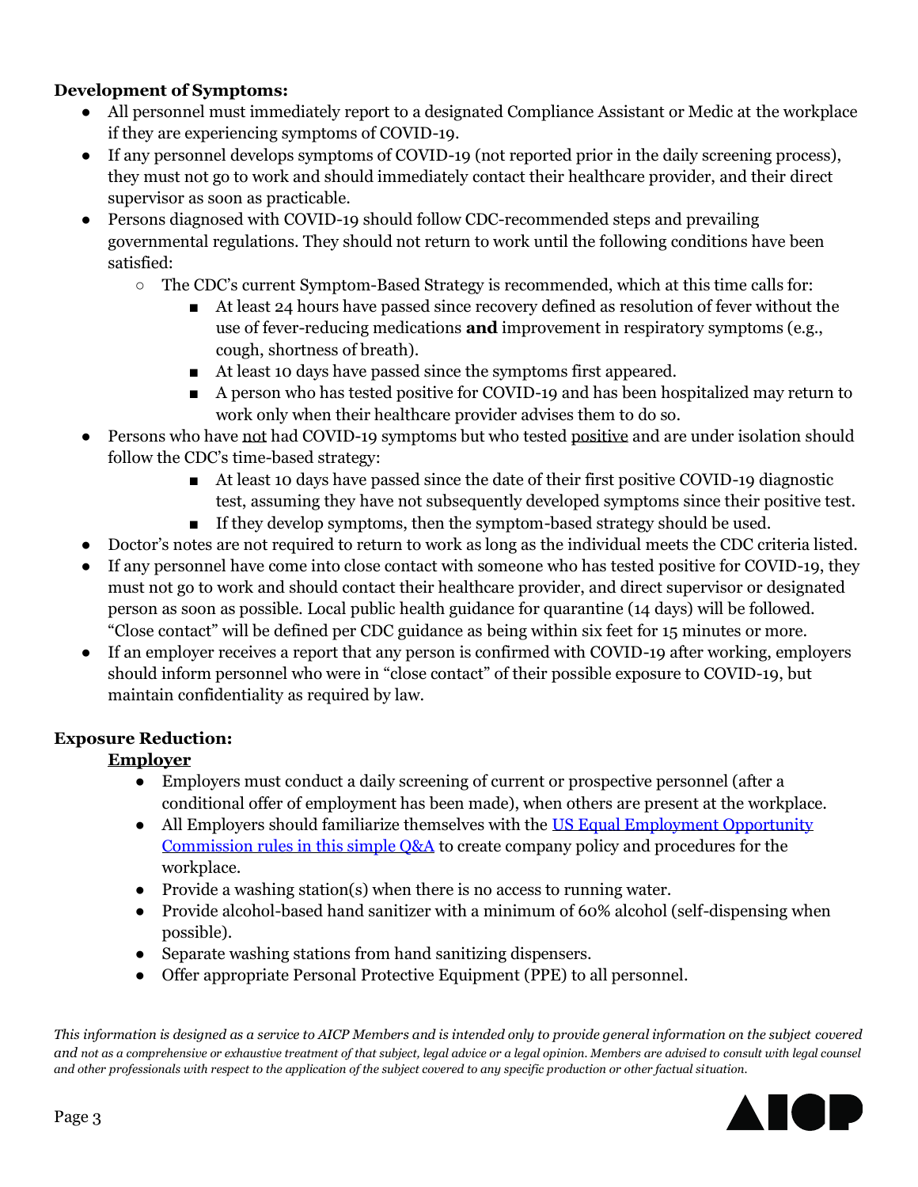**Development of Symptoms:**

- All personnel must immediately report to a designated Compliance Assistant or Medic at the workplace if they are experiencing symptoms of COVID-19.
- If any personnel develops symptoms of COVID-19 (not reported prior in the daily screening process), they must not go to work and should immediately contact their healthcare provider, and their direct supervisor as soon as practicable.
- Persons diagnosed with COVID-19 should follow CDC-recommended steps and prevailing governmental regulations. They should not return to work until the following conditions have been satisfied:
  - The CDC's current Symptom-Based Strategy is recommended, which at this time calls for:
    - At least 24 hours have passed since recovery defined as resolution of fever without the use of fever-reducing medications **and** improvement in respiratory symptoms (e.g., cough, shortness of breath).
    - At least 10 days have passed since the symptoms first appeared.
    - A person who has tested positive for COVID-19 and has been hospitalized may return to work only when their healthcare provider advises them to do so.
- Persons who have not had COVID-19 symptoms but who tested positive and are under isolation should follow the CDC's time-based strategy:
    - At least 10 days have passed since the date of their first positive COVID-19 diagnostic test, assuming they have not subsequently developed symptoms since their positive test.
    - If they develop symptoms, then the symptom-based strategy should be used.
- Doctor's notes are not required to return to work as long as the individual meets the CDC criteria listed.
- If any personnel have come into close contact with someone who has tested positive for COVID-19, they must not go to work and should contact their healthcare provider, and direct supervisor or designated person as soon as possible. Local public health guidance for quarantine (14 days) will be followed. "Close contact" will be defined per CDC guidance as being within six feet for 15 minutes or more.
- If an employer receives a report that any person is confirmed with COVID-19 after working, employers should inform personnel who were in "close contact" of their possible exposure to COVID-19, but maintain confidentiality as required by law.

**Exposure Reduction:**

**Employer**

- Employers must conduct a daily screening of current or prospective personnel (after a conditional offer of employment has been made), when others are present at the workplace.
- All Employers should familiarize themselves with the US Equal Employment Opportunity Commission rules in this simple Q&A to create company policy and procedures for the workplace.
- Provide a washing station(s) when there is no access to running water.
- Provide alcohol-based hand sanitizer with a minimum of 60% alcohol (self-dispensing when possible).
- Separate washing stations from hand sanitizing dispensers.
- Offer appropriate Personal Protective Equipment (PPE) to all personnel.

*This information is designed as a service to AICP Members and is intended only to provide general information on the subject covered and not as a comprehensive or exhaustive treatment of that subject, legal advice or a legal opinion. Members are advised to consult with legal counsel and other professionals with respect to the application of the subject covered to any specific production or other factual situation.*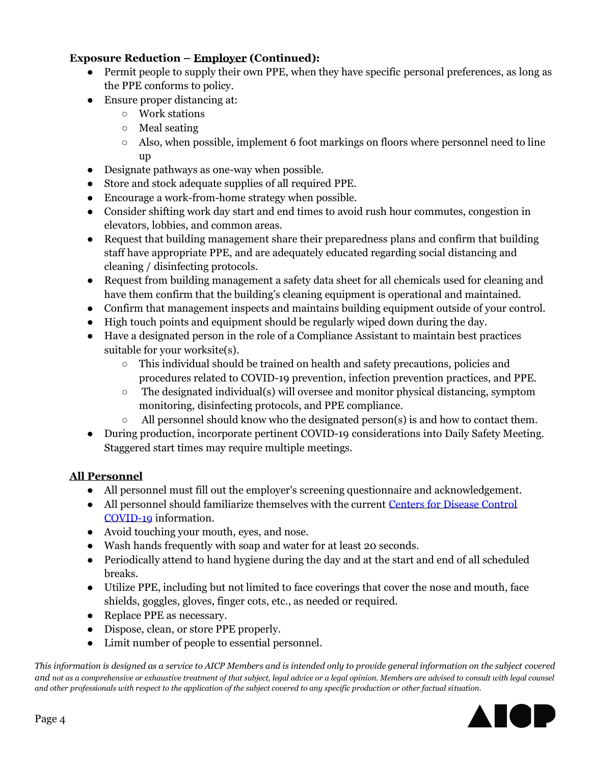**Exposure Reduction – Employer (Continued):**

- Permit people to supply their own PPE, when they have specific personal preferences, as long as the PPE conforms to policy.
- Ensure proper distancing at:
  - Work stations
  - Meal seating
  - Also, when possible, implement 6 foot markings on floors where personnel need to line up
- Designate pathways as one-way when possible.
- Store and stock adequate supplies of all required PPE.
- Encourage a work-from-home strategy when possible.
- Consider shifting work day start and end times to avoid rush hour commutes, congestion in elevators, lobbies, and common areas.
- Request that building management share their preparedness plans and confirm that building staff have appropriate PPE, and are adequately educated regarding social distancing and cleaning / disinfecting protocols.
- Request from building management a safety data sheet for all chemicals used for cleaning and have them confirm that the building's cleaning equipment is operational and maintained.
- Confirm that management inspects and maintains building equipment outside of your control.
- High touch points and equipment should be regularly wiped down during the day.
- Have a designated person in the role of a Compliance Assistant to maintain best practices suitable for your worksite(s).
  - This individual should be trained on health and safety precautions, policies and procedures related to COVID-19 prevention, infection prevention practices, and PPE.
  - The designated individual(s) will oversee and monitor physical distancing, symptom monitoring, disinfecting protocols, and PPE compliance.
  - All personnel should know who the designated person(s) is and how to contact them.
- During production, incorporate pertinent COVID-19 considerations into Daily Safety Meeting. Staggered start times may require multiple meetings.

**All Personnel**

- All personnel must fill out the employer's screening questionnaire and acknowledgement.
- All personnel should familiarize themselves with the current Centers for Disease Control COVID-19 information.
- Avoid touching your mouth, eyes, and nose.
- Wash hands frequently with soap and water for at least 20 seconds.
- Periodically attend to hand hygiene during the day and at the start and end of all scheduled breaks.
- Utilize PPE, including but not limited to face coverings that cover the nose and mouth, face shields, goggles, gloves, finger cots, etc., as needed or required.
- Replace PPE as necessary.
- Dispose, clean, or store PPE properly.
- Limit number of people to essential personnel.

*This information is designed as a service to AICP Members and is intended only to provide general information on the subject covered and not as a comprehensive or exhaustive treatment of that subject, legal advice or a legal opinion. Members are advised to consult with legal counsel and other professionals with respect to the application of the subject covered to any specific production or other factual situation.*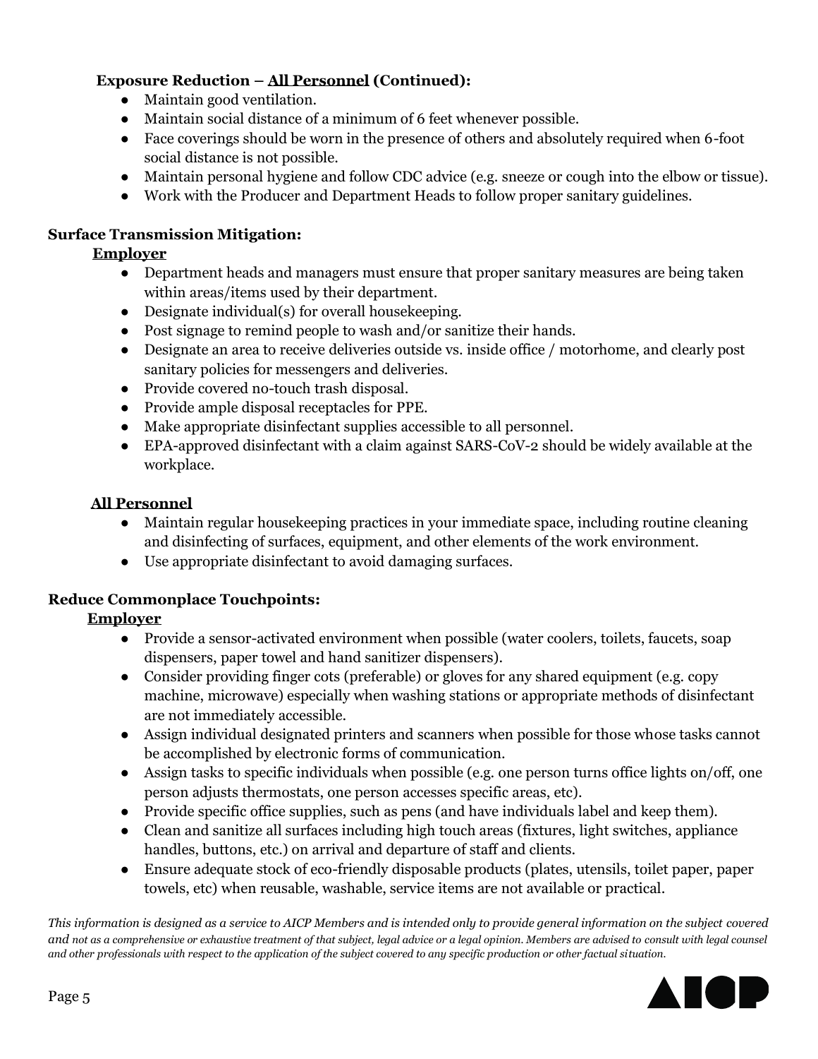**Exposure Reduction – All Personnel (Continued):**

- Maintain good ventilation.
- Maintain social distance of a minimum of 6 feet whenever possible.
- Face coverings should be worn in the presence of others and absolutely required when 6-foot social distance is not possible.
- Maintain personal hygiene and follow CDC advice (e.g. sneeze or cough into the elbow or tissue).
- Work with the Producer and Department Heads to follow proper sanitary guidelines.

**Surface Transmission Mitigation:**

**Employer**

- Department heads and managers must ensure that proper sanitary measures are being taken within areas/items used by their department.
- Designate individual(s) for overall housekeeping.
- Post signage to remind people to wash and/or sanitize their hands.
- Designate an area to receive deliveries outside vs. inside office / motorhome, and clearly post sanitary policies for messengers and deliveries.
- Provide covered no-touch trash disposal.
- Provide ample disposal receptacles for PPE.
- Make appropriate disinfectant supplies accessible to all personnel.
- EPA-approved disinfectant with a claim against SARS-CoV-2 should be widely available at the workplace.

**All Personnel**

- Maintain regular housekeeping practices in your immediate space, including routine cleaning and disinfecting of surfaces, equipment, and other elements of the work environment.
- Use appropriate disinfectant to avoid damaging surfaces.

**Reduce Commonplace Touchpoints:**

**Employer**

- Provide a sensor-activated environment when possible (water coolers, toilets, faucets, soap dispensers, paper towel and hand sanitizer dispensers).
- Consider providing finger cots (preferable) or gloves for any shared equipment (e.g. copy machine, microwave) especially when washing stations or appropriate methods of disinfectant are not immediately accessible.
- Assign individual designated printers and scanners when possible for those whose tasks cannot be accomplished by electronic forms of communication.
- Assign tasks to specific individuals when possible (e.g. one person turns office lights on/off, one person adjusts thermostats, one person accesses specific areas, etc).
- Provide specific office supplies, such as pens (and have individuals label and keep them).
- Clean and sanitize all surfaces including high touch areas (fixtures, light switches, appliance handles, buttons, etc.) on arrival and departure of staff and clients.
- Ensure adequate stock of eco-friendly disposable products (plates, utensils, toilet paper, paper towels, etc) when reusable, washable, service items are not available or practical.

*This information is designed as a service to AICP Members and is intended only to provide general information on the subject covered and not as a comprehensive or exhaustive treatment of that subject, legal advice or a legal opinion. Members are advised to consult with legal counsel and other professionals with respect to the application of the subject covered to any specific production or other factual situation.*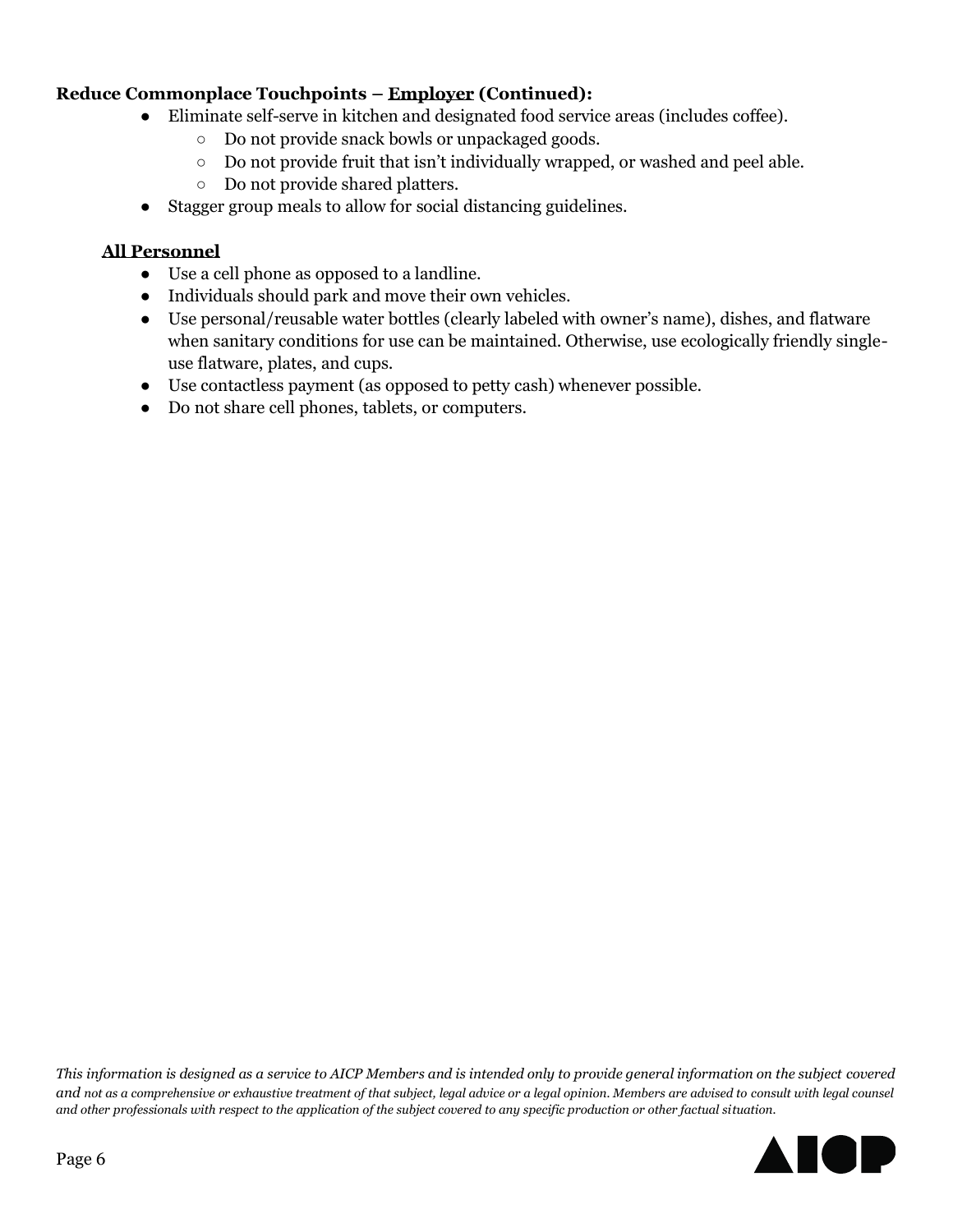**Reduce Commonplace Touchpoints – <u>Employer</u> (Continued):**

- Eliminate self-serve in kitchen and designated food service areas (includes coffee).
    - Do not provide snack bowls or unpackaged goods.
    - Do not provide fruit that isn't individually wrapped, or washed and peel able.
    - Do not provide shared platters.
- Stagger group meals to allow for social distancing guidelines.

**<u>All Personnel</u>**

- Use a cell phone as opposed to a landline.
- Individuals should park and move their own vehicles.
- Use personal/reusable water bottles (clearly labeled with owner's name), dishes, and flatware when sanitary conditions for use can be maintained. Otherwise, use ecologically friendly single-use flatware, plates, and cups.
- Use contactless payment (as opposed to petty cash) whenever possible.
- Do not share cell phones, tablets, or computers.

*This information is designed as a service to AICP Members and is intended only to provide general information on the subject covered and not as a comprehensive or exhaustive treatment of that subject, legal advice or a legal opinion. Members are advised to consult with legal counsel and other professionals with respect to the application of the subject covered to any specific production or other factual situation.*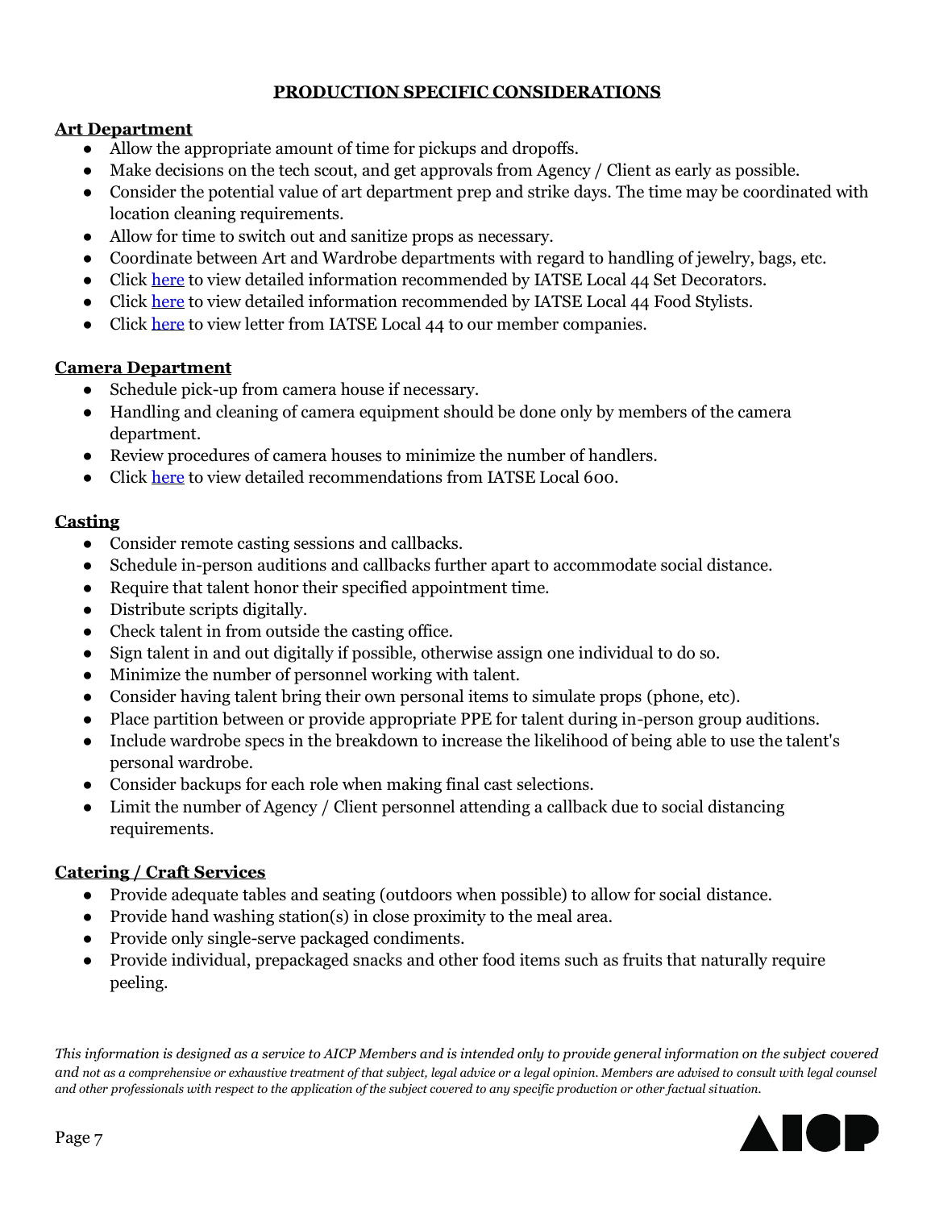## PRODUCTION SPECIFIC CONSIDERATIONS

### Art Department

- Allow the appropriate amount of time for pickups and dropoffs.
- Make decisions on the tech scout, and get approvals from Agency / Client as early as possible.
- Consider the potential value of art department prep and strike days. The time may be coordinated with location cleaning requirements.
- Allow for time to switch out and sanitize props as necessary.
- Coordinate between Art and Wardrobe departments with regard to handling of jewelry, bags, etc.
- Click here to view detailed information recommended by IATSE Local 44 Set Decorators.
- Click here to view detailed information recommended by IATSE Local 44 Food Stylists.
- Click here to view letter from IATSE Local 44 to our member companies.

### Camera Department

- Schedule pick-up from camera house if necessary.
- Handling and cleaning of camera equipment should be done only by members of the camera department.
- Review procedures of camera houses to minimize the number of handlers.
- Click here to view detailed recommendations from IATSE Local 600.

### Casting

- Consider remote casting sessions and callbacks.
- Schedule in-person auditions and callbacks further apart to accommodate social distance.
- Require that talent honor their specified appointment time.
- Distribute scripts digitally.
- Check talent in from outside the casting office.
- Sign talent in and out digitally if possible, otherwise assign one individual to do so.
- Minimize the number of personnel working with talent.
- Consider having talent bring their own personal items to simulate props (phone, etc).
- Place partition between or provide appropriate PPE for talent during in-person group auditions.
- Include wardrobe specs in the breakdown to increase the likelihood of being able to use the talent's personal wardrobe.
- Consider backups for each role when making final cast selections.
- Limit the number of Agency / Client personnel attending a callback due to social distancing requirements.

### Catering / Craft Services

- Provide adequate tables and seating (outdoors when possible) to allow for social distance.
- Provide hand washing station(s) in close proximity to the meal area.
- Provide only single-serve packaged condiments.
- Provide individual, prepackaged snacks and other food items such as fruits that naturally require peeling.

*This information is designed as a service to AICP Members and is intended only to provide general information on the subject covered and not as a comprehensive or exhaustive treatment of that subject, legal advice or a legal opinion. Members are advised to consult with legal counsel and other professionals with respect to the application of the subject covered to any specific production or other factual situation.*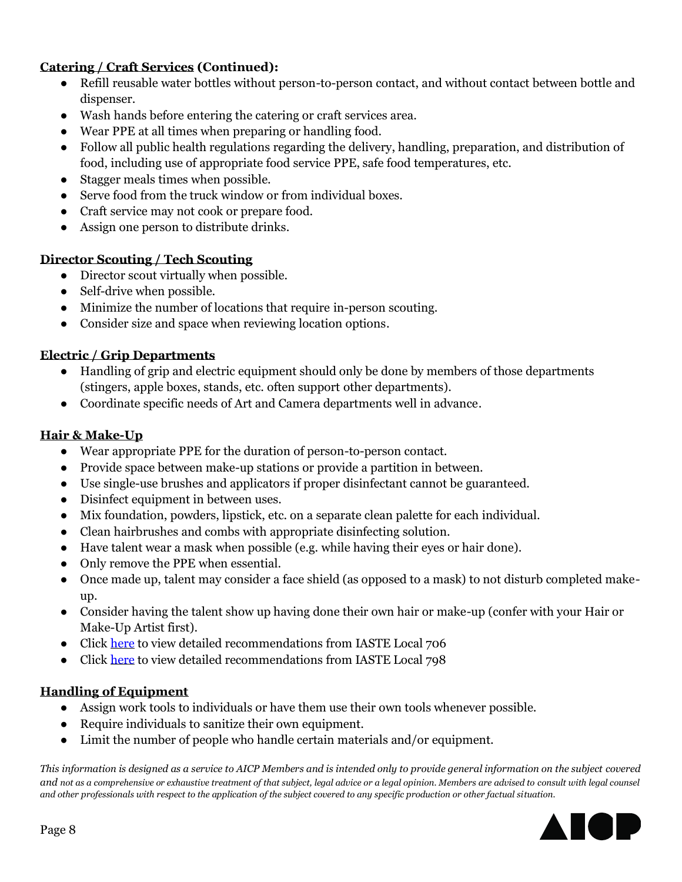**Catering / Craft Services (Continued):**

- Refill reusable water bottles without person-to-person contact, and without contact between bottle and dispenser.
- Wash hands before entering the catering or craft services area.
- Wear PPE at all times when preparing or handling food.
- Follow all public health regulations regarding the delivery, handling, preparation, and distribution of food, including use of appropriate food service PPE, safe food temperatures, etc.
- Stagger meals times when possible.
- Serve food from the truck window or from individual boxes.
- Craft service may not cook or prepare food.
- Assign one person to distribute drinks.

**Director Scouting / Tech Scouting**

- Director scout virtually when possible.
- Self-drive when possible.
- Minimize the number of locations that require in-person scouting.
- Consider size and space when reviewing location options.

**Electric / Grip Departments**

- Handling of grip and electric equipment should only be done by members of those departments (stingers, apple boxes, stands, etc. often support other departments).
- Coordinate specific needs of Art and Camera departments well in advance.

**Hair & Make-Up**

- Wear appropriate PPE for the duration of person-to-person contact.
- Provide space between make-up stations or provide a partition in between.
- Use single-use brushes and applicators if proper disinfectant cannot be guaranteed.
- Disinfect equipment in between uses.
- Mix foundation, powders, lipstick, etc. on a separate clean palette for each individual.
- Clean hairbrushes and combs with appropriate disinfecting solution.
- Have talent wear a mask when possible (e.g. while having their eyes or hair done).
- Only remove the PPE when essential.
- Once made up, talent may consider a face shield (as opposed to a mask) to not disturb completed make-up.
- Consider having the talent show up having done their own hair or make-up (confer with your Hair or Make-Up Artist first).
- Click here to view detailed recommendations from IASTE Local 706
- Click here to view detailed recommendations from IASTE Local 798

**Handling of Equipment**

- Assign work tools to individuals or have them use their own tools whenever possible.
- Require individuals to sanitize their own equipment.
- Limit the number of people who handle certain materials and/or equipment.

*This information is designed as a service to AICP Members and is intended only to provide general information on the subject covered and not as a comprehensive or exhaustive treatment of that subject, legal advice or a legal opinion. Members are advised to consult with legal counsel and other professionals with respect to the application of the subject covered to any specific production or other factual situation.*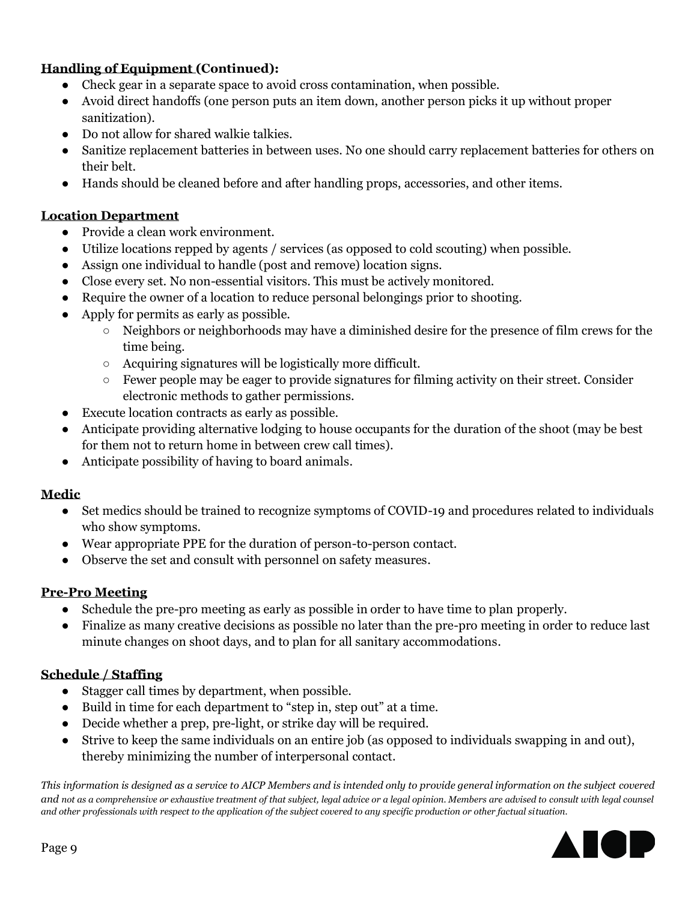**Handling of Equipment (Continued):**

- Check gear in a separate space to avoid cross contamination, when possible.
- Avoid direct handoffs (one person puts an item down, another person picks it up without proper sanitization).
- Do not allow for shared walkie talkies.
- Sanitize replacement batteries in between uses. No one should carry replacement batteries for others on their belt.
- Hands should be cleaned before and after handling props, accessories, and other items.

**Location Department**

- Provide a clean work environment.
- Utilize locations repped by agents / services (as opposed to cold scouting) when possible.
- Assign one individual to handle (post and remove) location signs.
- Close every set. No non-essential visitors. This must be actively monitored.
- Require the owner of a location to reduce personal belongings prior to shooting.
- Apply for permits as early as possible.
  - Neighbors or neighborhoods may have a diminished desire for the presence of film crews for the time being.
  - Acquiring signatures will be logistically more difficult.
  - Fewer people may be eager to provide signatures for filming activity on their street. Consider electronic methods to gather permissions.
- Execute location contracts as early as possible.
- Anticipate providing alternative lodging to house occupants for the duration of the shoot (may be best for them not to return home in between crew call times).
- Anticipate possibility of having to board animals.

**Medic**

- Set medics should be trained to recognize symptoms of COVID-19 and procedures related to individuals who show symptoms.
- Wear appropriate PPE for the duration of person-to-person contact.
- Observe the set and consult with personnel on safety measures.

**Pre-Pro Meeting**

- Schedule the pre-pro meeting as early as possible in order to have time to plan properly.
- Finalize as many creative decisions as possible no later than the pre-pro meeting in order to reduce last minute changes on shoot days, and to plan for all sanitary accommodations.

**Schedule / Staffing**

- Stagger call times by department, when possible.
- Build in time for each department to "step in, step out" at a time.
- Decide whether a prep, pre-light, or strike day will be required.
- Strive to keep the same individuals on an entire job (as opposed to individuals swapping in and out), thereby minimizing the number of interpersonal contact.

*This information is designed as a service to AICP Members and is intended only to provide general information on the subject covered and not as a comprehensive or exhaustive treatment of that subject, legal advice or a legal opinion. Members are advised to consult with legal counsel and other professionals with respect to the application of the subject covered to any specific production or other factual situation.*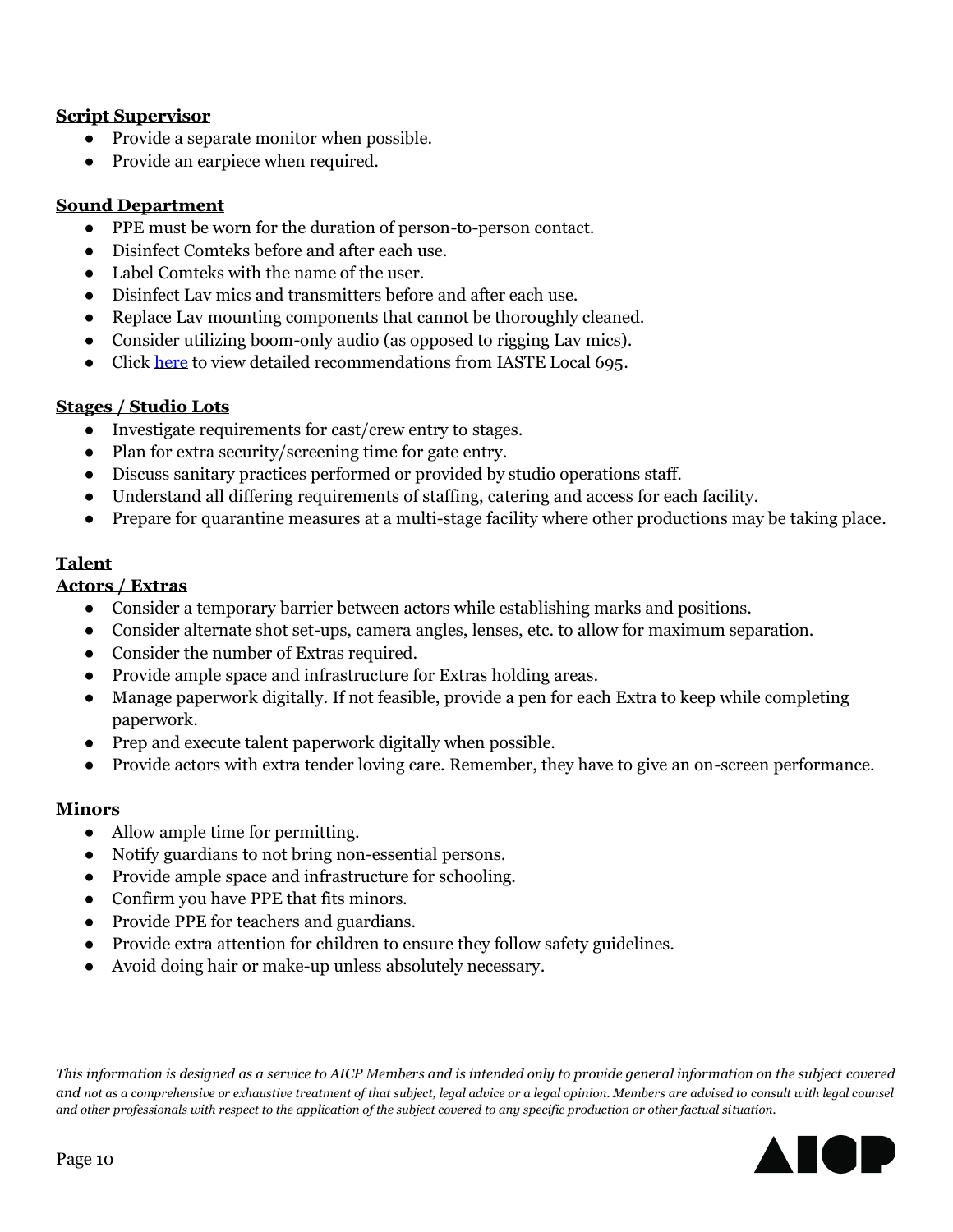**Script Supervisor**

- Provide a separate monitor when possible.
- Provide an earpiece when required.

**Sound Department**

- PPE must be worn for the duration of person-to-person contact.
- Disinfect Comteks before and after each use.
- Label Comteks with the name of the user.
- Disinfect Lav mics and transmitters before and after each use.
- Replace Lav mounting components that cannot be thoroughly cleaned.
- Consider utilizing boom-only audio (as opposed to rigging Lav mics).
- Click here to view detailed recommendations from IASTE Local 695.

**Stages / Studio Lots**

- Investigate requirements for cast/crew entry to stages.
- Plan for extra security/screening time for gate entry.
- Discuss sanitary practices performed or provided by studio operations staff.
- Understand all differing requirements of staffing, catering and access for each facility.
- Prepare for quarantine measures at a multi-stage facility where other productions may be taking place.

**Talent**

**Actors / Extras**

- Consider a temporary barrier between actors while establishing marks and positions.
- Consider alternate shot set-ups, camera angles, lenses, etc. to allow for maximum separation.
- Consider the number of Extras required.
- Provide ample space and infrastructure for Extras holding areas.
- Manage paperwork digitally. If not feasible, provide a pen for each Extra to keep while completing paperwork.
- Prep and execute talent paperwork digitally when possible.
- Provide actors with extra tender loving care. Remember, they have to give an on-screen performance.

**Minors**

- Allow ample time for permitting.
- Notify guardians to not bring non-essential persons.
- Provide ample space and infrastructure for schooling.
- Confirm you have PPE that fits minors.
- Provide PPE for teachers and guardians.
- Provide extra attention for children to ensure they follow safety guidelines.
- Avoid doing hair or make-up unless absolutely necessary.

*This information is designed as a service to AICP Members and is intended only to provide general information on the subject covered and not as a comprehensive or exhaustive treatment of that subject, legal advice or a legal opinion. Members are advised to consult with legal counsel and other professionals with respect to the application of the subject covered to any specific production or other factual situation.*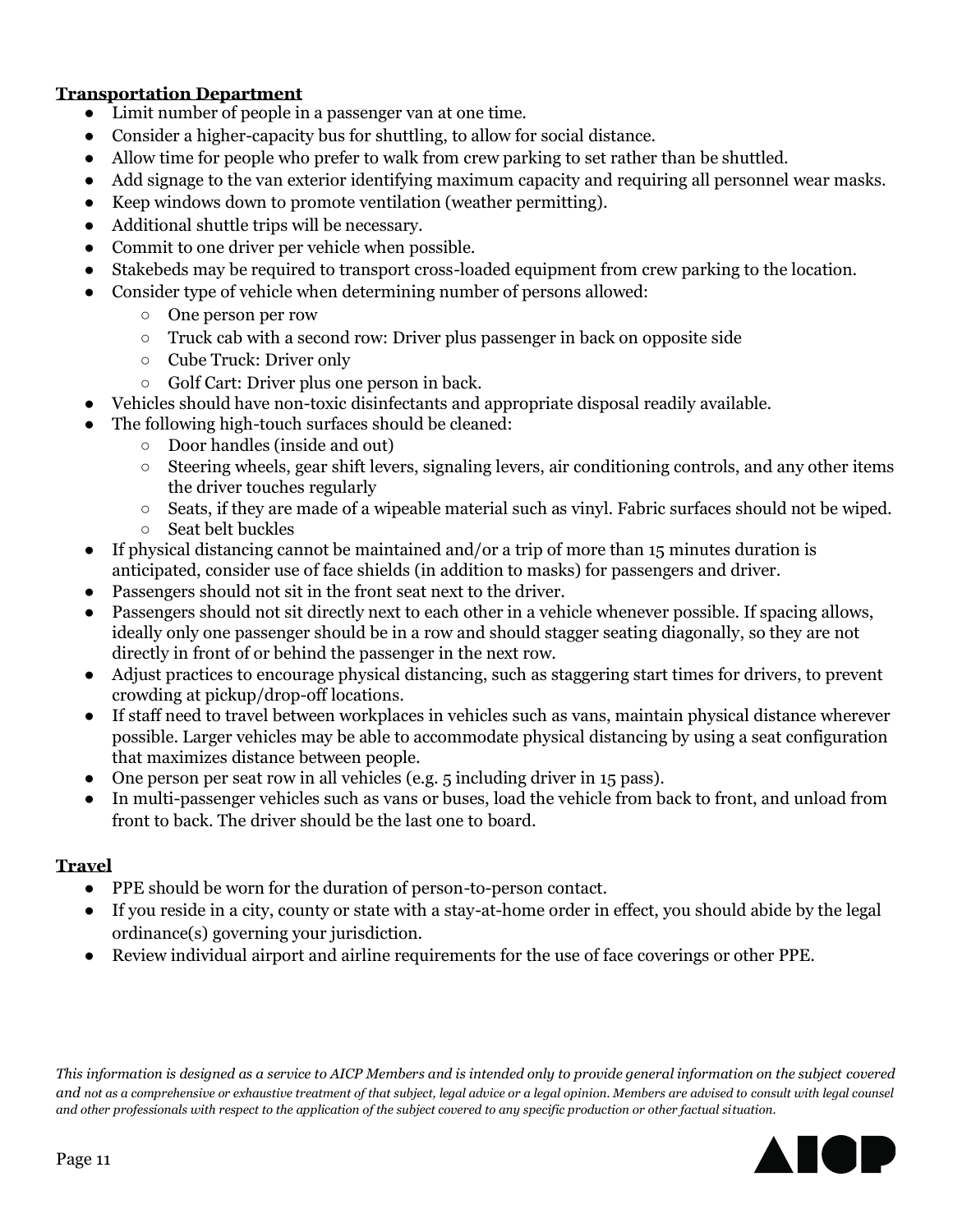**Transportation Department**

- Limit number of people in a passenger van at one time.
- Consider a higher-capacity bus for shuttling, to allow for social distance.
- Allow time for people who prefer to walk from crew parking to set rather than be shuttled.
- Add signage to the van exterior identifying maximum capacity and requiring all personnel wear masks.
- Keep windows down to promote ventilation (weather permitting).
- Additional shuttle trips will be necessary.
- Commit to one driver per vehicle when possible.
- Stakebeds may be required to transport cross-loaded equipment from crew parking to the location.
- Consider type of vehicle when determining number of persons allowed:
  - One person per row
  - Truck cab with a second row: Driver plus passenger in back on opposite side
  - Cube Truck: Driver only
  - Golf Cart: Driver plus one person in back.
- Vehicles should have non-toxic disinfectants and appropriate disposal readily available.
- The following high-touch surfaces should be cleaned:
  - Door handles (inside and out)
  - Steering wheels, gear shift levers, signaling levers, air conditioning controls, and any other items the driver touches regularly
  - Seats, if they are made of a wipeable material such as vinyl. Fabric surfaces should not be wiped.
  - Seat belt buckles
- If physical distancing cannot be maintained and/or a trip of more than 15 minutes duration is anticipated, consider use of face shields (in addition to masks) for passengers and driver.
- Passengers should not sit in the front seat next to the driver.
- Passengers should not sit directly next to each other in a vehicle whenever possible. If spacing allows, ideally only one passenger should be in a row and should stagger seating diagonally, so they are not directly in front of or behind the passenger in the next row.
- Adjust practices to encourage physical distancing, such as staggering start times for drivers, to prevent crowding at pickup/drop-off locations.
- If staff need to travel between workplaces in vehicles such as vans, maintain physical distance wherever possible. Larger vehicles may be able to accommodate physical distancing by using a seat configuration that maximizes distance between people.
- One person per seat row in all vehicles (e.g. 5 including driver in 15 pass).
- In multi-passenger vehicles such as vans or buses, load the vehicle from back to front, and unload from front to back. The driver should be the last one to board.

**Travel**

- PPE should be worn for the duration of person-to-person contact.
- If you reside in a city, county or state with a stay-at-home order in effect, you should abide by the legal ordinance(s) governing your jurisdiction.
- Review individual airport and airline requirements for the use of face coverings or other PPE.

*This information is designed as a service to AICP Members and is intended only to provide general information on the subject covered and not as a comprehensive or exhaustive treatment of that subject, legal advice or a legal opinion. Members are advised to consult with legal counsel and other professionals with respect to the application of the subject covered to any specific production or other factual situation.*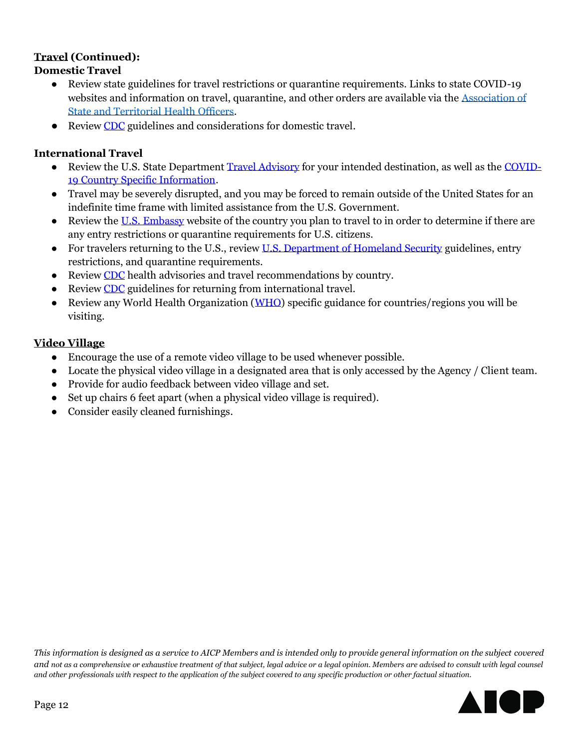**Travel (Continued):**

**Domestic Travel**

- Review state guidelines for travel restrictions or quarantine requirements. Links to state COVID-19 websites and information on travel, quarantine, and other orders are available via the Association of State and Territorial Health Officers.
- Review CDC guidelines and considerations for domestic travel.

**International Travel**

- Review the U.S. State Department Travel Advisory for your intended destination, as well as the COVID-19 Country Specific Information.
- Travel may be severely disrupted, and you may be forced to remain outside of the United States for an indefinite time frame with limited assistance from the U.S. Government.
- Review the U.S. Embassy website of the country you plan to travel to in order to determine if there are any entry restrictions or quarantine requirements for U.S. citizens.
- For travelers returning to the U.S., review U.S. Department of Homeland Security guidelines, entry restrictions, and quarantine requirements.
- Review CDC health advisories and travel recommendations by country.
- Review CDC guidelines for returning from international travel.
- Review any World Health Organization (WHO) specific guidance for countries/regions you will be visiting.

**Video Village**

- Encourage the use of a remote video village to be used whenever possible.
- Locate the physical video village in a designated area that is only accessed by the Agency / Client team.
- Provide for audio feedback between video village and set.
- Set up chairs 6 feet apart (when a physical video village is required).
- Consider easily cleaned furnishings.

*This information is designed as a service to AICP Members and is intended only to provide general information on the subject covered and not as a comprehensive or exhaustive treatment of that subject, legal advice or a legal opinion. Members are advised to consult with legal counsel and other professionals with respect to the application of the subject covered to any specific production or other factual situation.*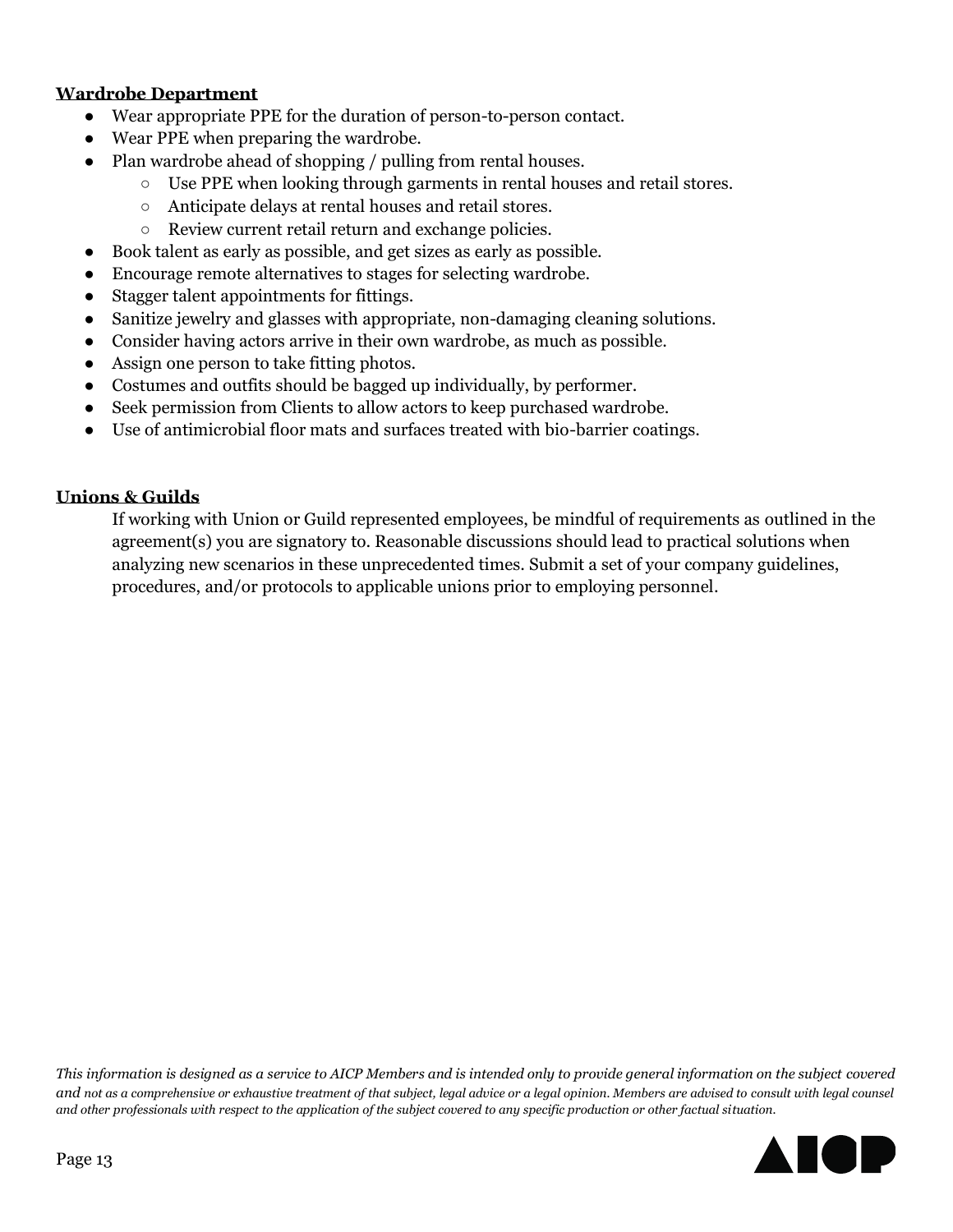**Wardrobe Department**

- Wear appropriate PPE for the duration of person-to-person contact.
- Wear PPE when preparing the wardrobe.
- Plan wardrobe ahead of shopping / pulling from rental houses.
  - Use PPE when looking through garments in rental houses and retail stores.
  - Anticipate delays at rental houses and retail stores.
  - Review current retail return and exchange policies.
- Book talent as early as possible, and get sizes as early as possible.
- Encourage remote alternatives to stages for selecting wardrobe.
- Stagger talent appointments for fittings.
- Sanitize jewelry and glasses with appropriate, non-damaging cleaning solutions.
- Consider having actors arrive in their own wardrobe, as much as possible.
- Assign one person to take fitting photos.
- Costumes and outfits should be bagged up individually, by performer.
- Seek permission from Clients to allow actors to keep purchased wardrobe.
- Use of antimicrobial floor mats and surfaces treated with bio-barrier coatings.

**Unions & Guilds**

If working with Union or Guild represented employees, be mindful of requirements as outlined in the agreement(s) you are signatory to. Reasonable discussions should lead to practical solutions when analyzing new scenarios in these unprecedented times. Submit a set of your company guidelines, procedures, and/or protocols to applicable unions prior to employing personnel.

*This information is designed as a service to AICP Members and is intended only to provide general information on the subject covered and not as a comprehensive or exhaustive treatment of that subject, legal advice or a legal opinion. Members are advised to consult with legal counsel and other professionals with respect to the application of the subject covered to any specific production or other factual situation.*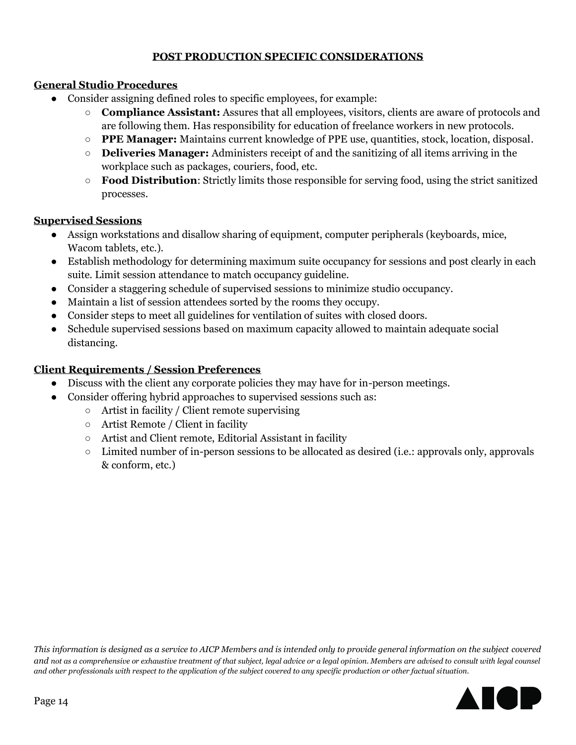## POST PRODUCTION SPECIFIC CONSIDERATIONS

### General Studio Procedures

- Consider assigning defined roles to specific employees, for example:
  - **Compliance Assistant:** Assures that all employees, visitors, clients are aware of protocols and are following them. Has responsibility for education of freelance workers in new protocols.
  - **PPE Manager:** Maintains current knowledge of PPE use, quantities, stock, location, disposal.
  - **Deliveries Manager:** Administers receipt of and the sanitizing of all items arriving in the workplace such as packages, couriers, food, etc.
  - **Food Distribution**: Strictly limits those responsible for serving food, using the strict sanitized processes.

### Supervised Sessions

- Assign workstations and disallow sharing of equipment, computer peripherals (keyboards, mice, Wacom tablets, etc.).
- Establish methodology for determining maximum suite occupancy for sessions and post clearly in each suite. Limit session attendance to match occupancy guideline.
- Consider a staggering schedule of supervised sessions to minimize studio occupancy.
- Maintain a list of session attendees sorted by the rooms they occupy.
- Consider steps to meet all guidelines for ventilation of suites with closed doors.
- Schedule supervised sessions based on maximum capacity allowed to maintain adequate social distancing.

### Client Requirements / Session Preferences

- Discuss with the client any corporate policies they may have for in-person meetings.
- Consider offering hybrid approaches to supervised sessions such as:
  - Artist in facility / Client remote supervising
  - Artist Remote / Client in facility
  - Artist and Client remote, Editorial Assistant in facility
  - Limited number of in-person sessions to be allocated as desired (i.e.: approvals only, approvals & conform, etc.)

*This information is designed as a service to AICP Members and is intended only to provide general information on the subject covered and not as a comprehensive or exhaustive treatment of that subject, legal advice or a legal opinion. Members are advised to consult with legal counsel and other professionals with respect to the application of the subject covered to any specific production or other factual situation.*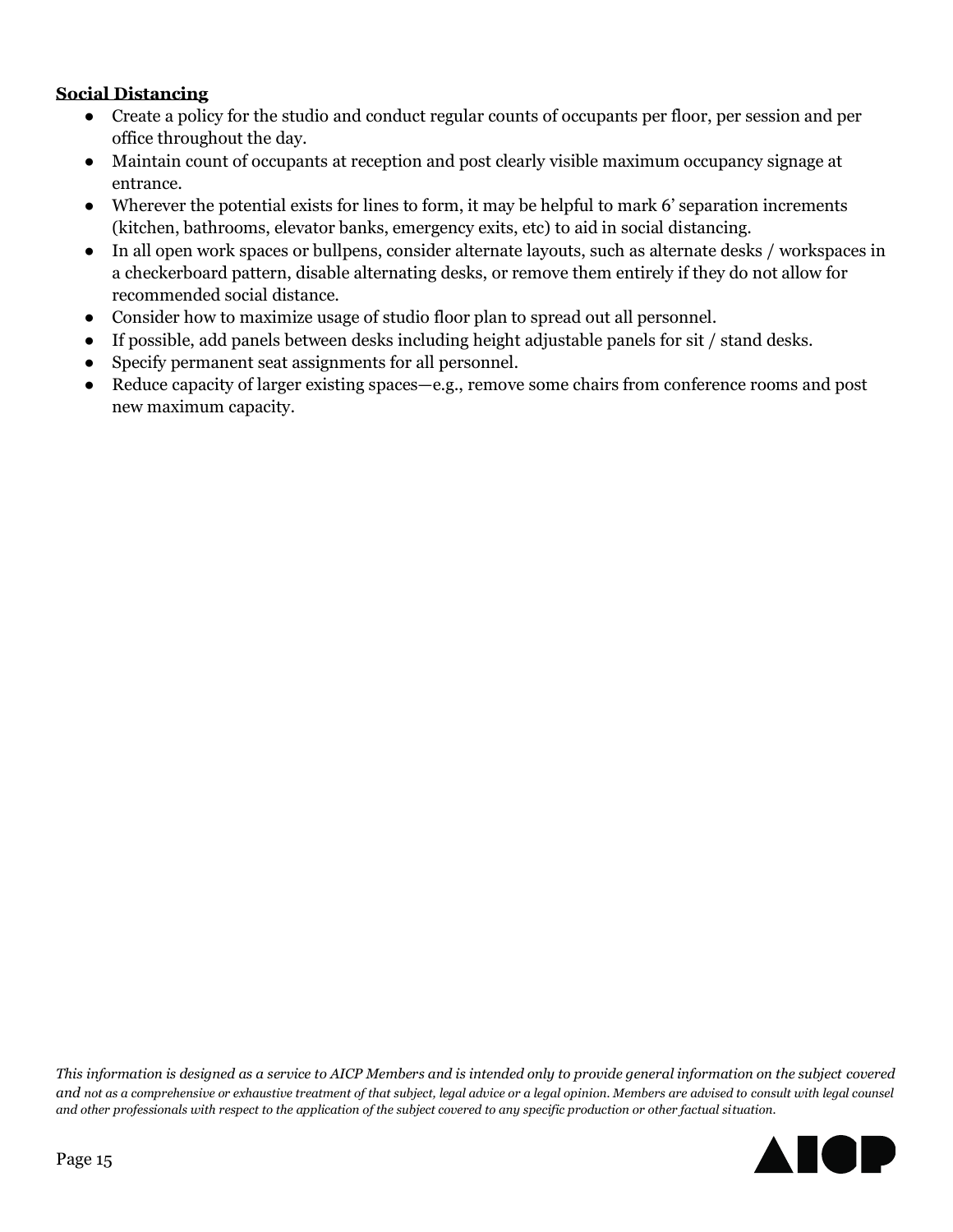**Social Distancing**

- Create a policy for the studio and conduct regular counts of occupants per floor, per session and per office throughout the day.
- Maintain count of occupants at reception and post clearly visible maximum occupancy signage at entrance.
- Wherever the potential exists for lines to form, it may be helpful to mark 6' separation increments (kitchen, bathrooms, elevator banks, emergency exits, etc) to aid in social distancing.
- In all open work spaces or bullpens, consider alternate layouts, such as alternate desks / workspaces in a checkerboard pattern, disable alternating desks, or remove them entirely if they do not allow for recommended social distance.
- Consider how to maximize usage of studio floor plan to spread out all personnel.
- If possible, add panels between desks including height adjustable panels for sit / stand desks.
- Specify permanent seat assignments for all personnel.
- Reduce capacity of larger existing spaces—e.g., remove some chairs from conference rooms and post new maximum capacity.

*This information is designed as a service to AICP Members and is intended only to provide general information on the subject covered and not as a comprehensive or exhaustive treatment of that subject, legal advice or a legal opinion. Members are advised to consult with legal counsel and other professionals with respect to the application of the subject covered to any specific production or other factual situation.*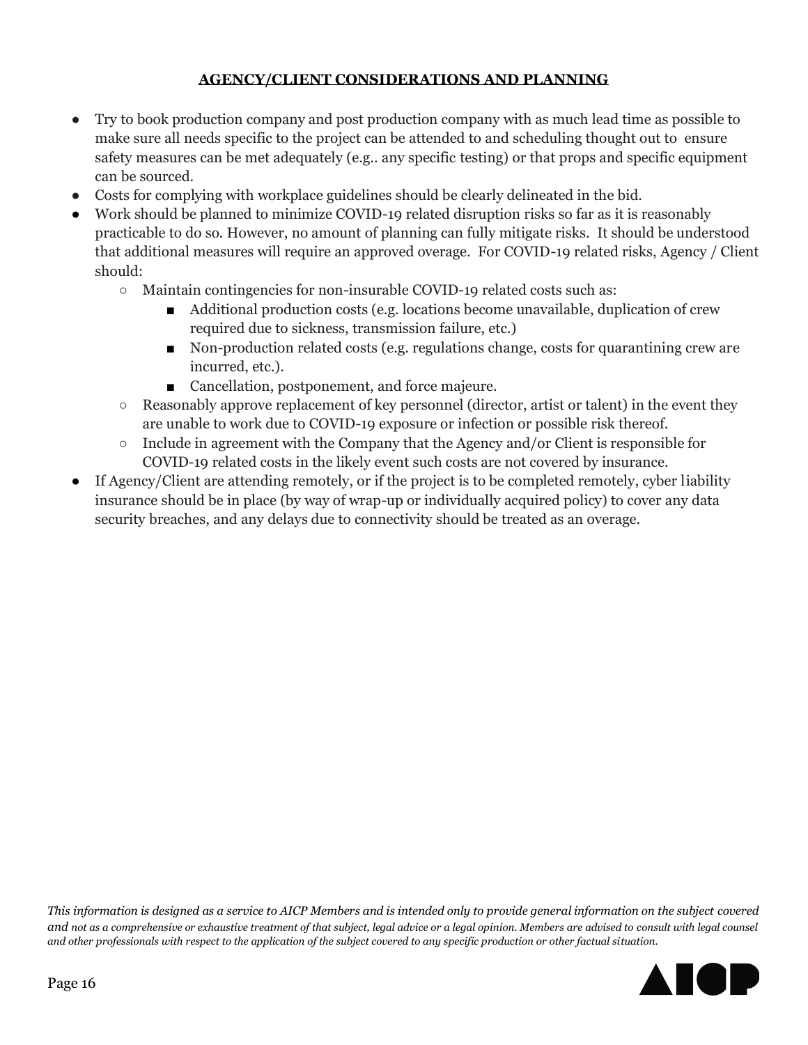## AGENCY/CLIENT CONSIDERATIONS AND PLANNING

- Try to book production company and post production company with as much lead time as possible to make sure all needs specific to the project can be attended to and scheduling thought out to ensure safety measures can be met adequately (e.g.. any specific testing) or that props and specific equipment can be sourced.
- Costs for complying with workplace guidelines should be clearly delineated in the bid.
- Work should be planned to minimize COVID-19 related disruption risks so far as it is reasonably practicable to do so. However, no amount of planning can fully mitigate risks. It should be understood that additional measures will require an approved overage. For COVID-19 related risks, Agency / Client should:
  - Maintain contingencies for non-insurable COVID-19 related costs such as:
    - Additional production costs (e.g. locations become unavailable, duplication of crew required due to sickness, transmission failure, etc.)
    - Non-production related costs (e.g. regulations change, costs for quarantining crew are incurred, etc.).
    - Cancellation, postponement, and force majeure.
  - Reasonably approve replacement of key personnel (director, artist or talent) in the event they are unable to work due to COVID-19 exposure or infection or possible risk thereof.
  - Include in agreement with the Company that the Agency and/or Client is responsible for COVID-19 related costs in the likely event such costs are not covered by insurance.
- If Agency/Client are attending remotely, or if the project is to be completed remotely, cyber liability insurance should be in place (by way of wrap-up or individually acquired policy) to cover any data security breaches, and any delays due to connectivity should be treated as an overage.

*This information is designed as a service to AICP Members and is intended only to provide general information on the subject covered and not as a comprehensive or exhaustive treatment of that subject, legal advice or a legal opinion. Members are advised to consult with legal counsel and other professionals with respect to the application of the subject covered to any specific production or other factual situation.*